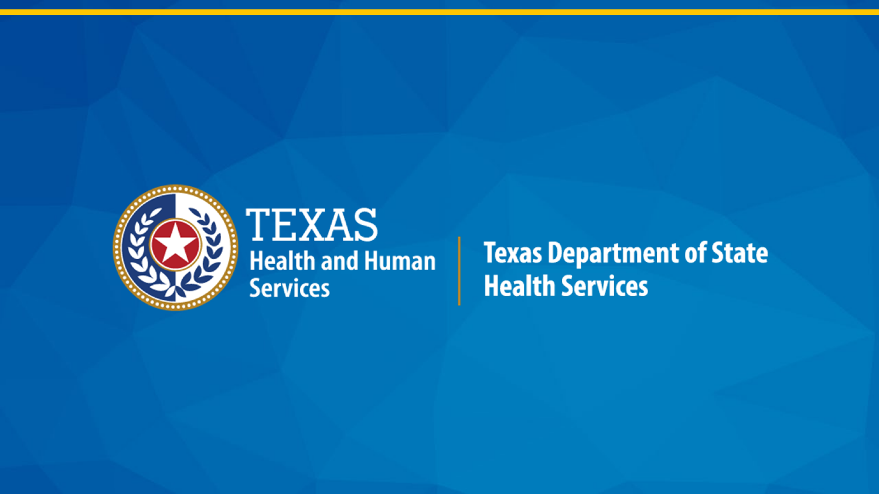TEXAS

Health and Human Services

Texas Department of State Health Services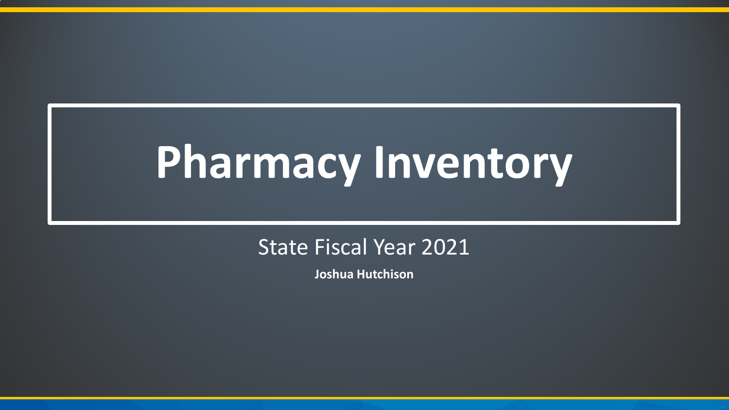# Pharmacy Inventory

State Fiscal Year 2021

**Joshua Hutchison**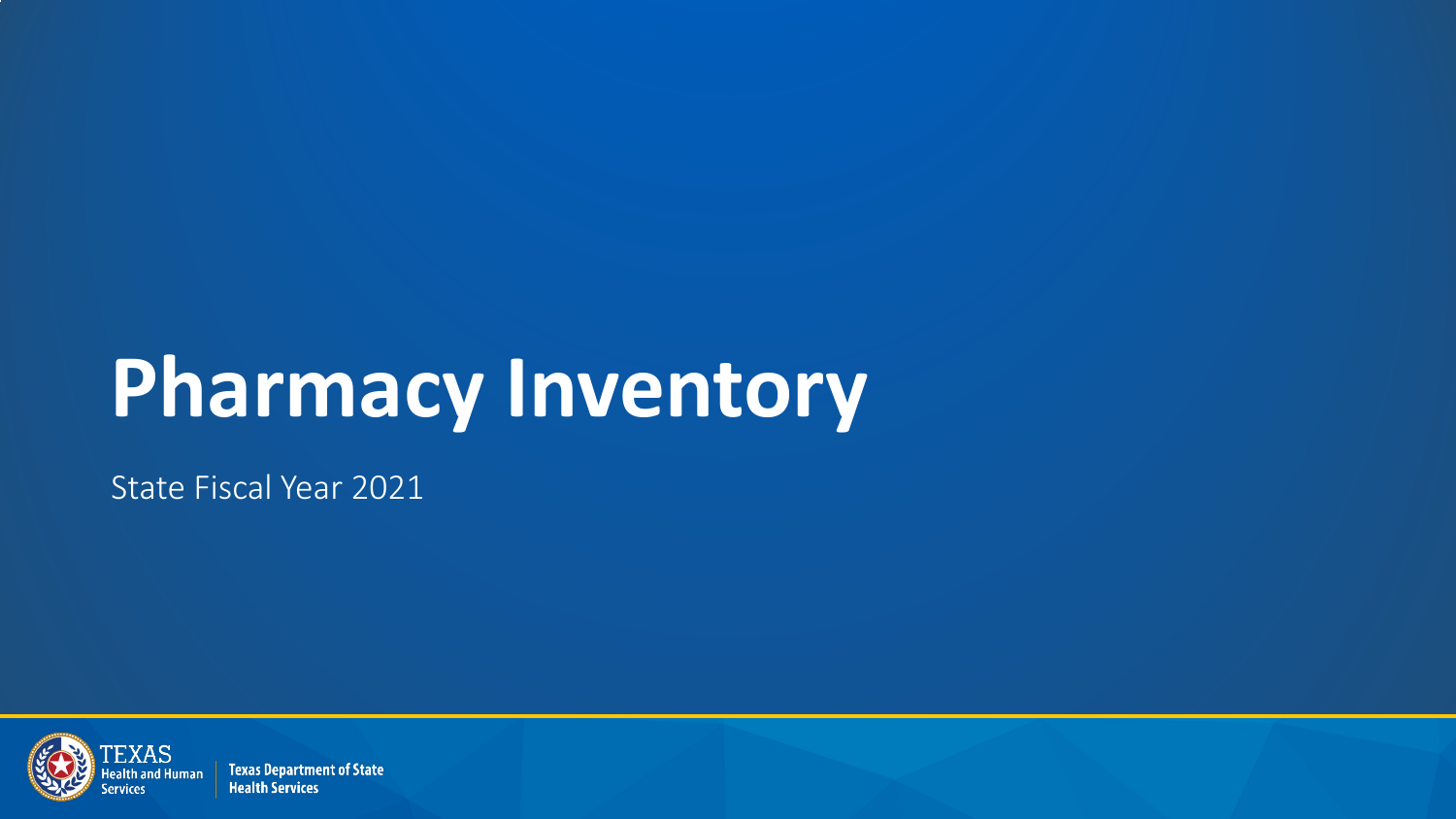# Pharmacy Inventory

State Fiscal Year 2021

TEXAS Health and Human Services | Texas Department of State Health Services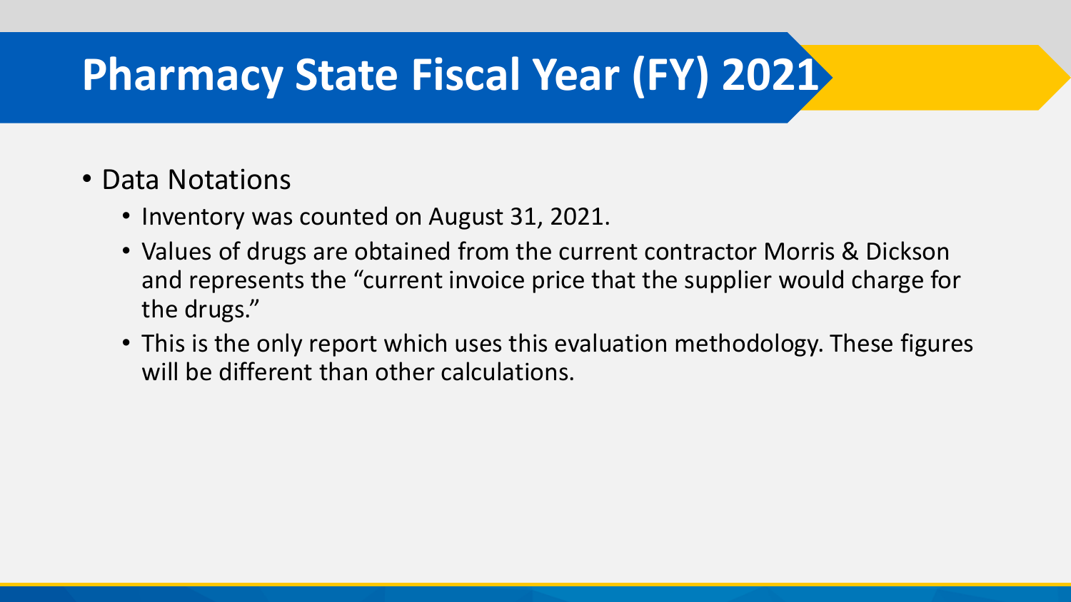# Pharmacy State Fiscal Year (FY) 2021

- Data Notations
  - Inventory was counted on August 31, 2021.
  - Values of drugs are obtained from the current contractor Morris & Dickson and represents the "current invoice price that the supplier would charge for the drugs."
  - This is the only report which uses this evaluation methodology. These figures will be different than other calculations.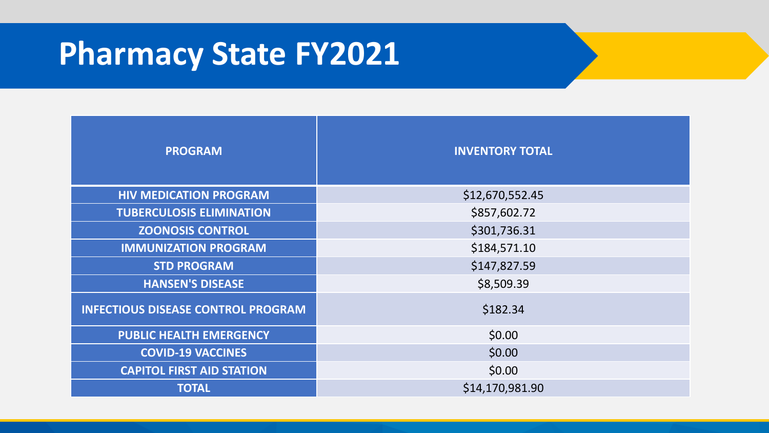# Pharmacy State FY2021

| PROGRAM | INVENTORY TOTAL |
| --- | --- |
| HIV MEDICATION PROGRAM | $12,670,552.45 |
| TUBERCULOSIS ELIMINATION | $857,602.72 |
| ZOONOSIS CONTROL | $301,736.31 |
| IMMUNIZATION PROGRAM | $184,571.10 |
| STD PROGRAM | $147,827.59 |
| HANSEN'S DISEASE | $8,509.39 |
| INFECTIOUS DISEASE CONTROL PROGRAM | $182.34 |
| PUBLIC HEALTH EMERGENCY | $0.00 |
| COVID-19 VACCINES | $0.00 |
| CAPITOL FIRST AID STATION | $0.00 |
| TOTAL | $14,170,981.90 |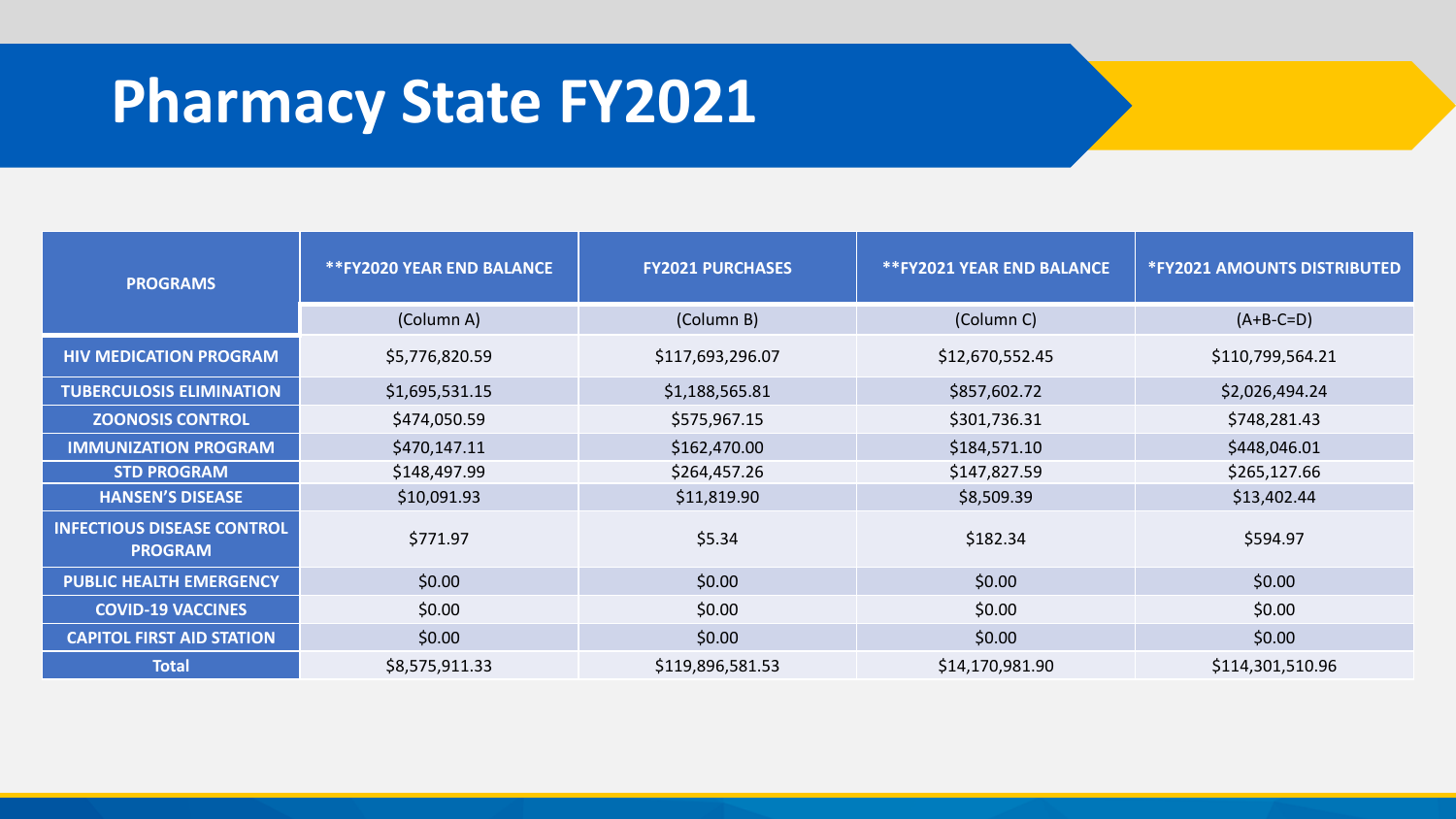# Pharmacy State FY2021

| PROGRAMS | **FY2020 YEAR END BALANCE | FY2021 PURCHASES | **FY2021 YEAR END BALANCE | *FY2021 AMOUNTS DISTRIBUTED |
|---|---|---|---|---|
| | (Column A) | (Column B) | (Column C) | (A+B-C=D) |
| HIV MEDICATION PROGRAM | $5,776,820.59 | $117,693,296.07 | $12,670,552.45 | $110,799,564.21 |
| TUBERCULOSIS ELIMINATION | $1,695,531.15 | $1,188,565.81 | $857,602.72 | $2,026,494.24 |
| ZOONOSIS CONTROL | $474,050.59 | $575,967.15 | $301,736.31 | $748,281.43 |
| IMMUNIZATION PROGRAM | $470,147.11 | $162,470.00 | $184,571.10 | $448,046.01 |
| STD PROGRAM | $148,497.99 | $264,457.26 | $147,827.59 | $265,127.66 |
| HANSEN'S DISEASE | $10,091.93 | $11,819.90 | $8,509.39 | $13,402.44 |
| INFECTIOUS DISEASE CONTROL PROGRAM | $771.97 | $5.34 | $182.34 | $594.97 |
| PUBLIC HEALTH EMERGENCY | $0.00 | $0.00 | $0.00 | $0.00 |
| COVID-19 VACCINES | $0.00 | $0.00 | $0.00 | $0.00 |
| CAPITOL FIRST AID STATION | $0.00 | $0.00 | $0.00 | $0.00 |
| Total | $8,575,911.33 | $119,896,581.53 | $14,170,981.90 | $114,301,510.96 |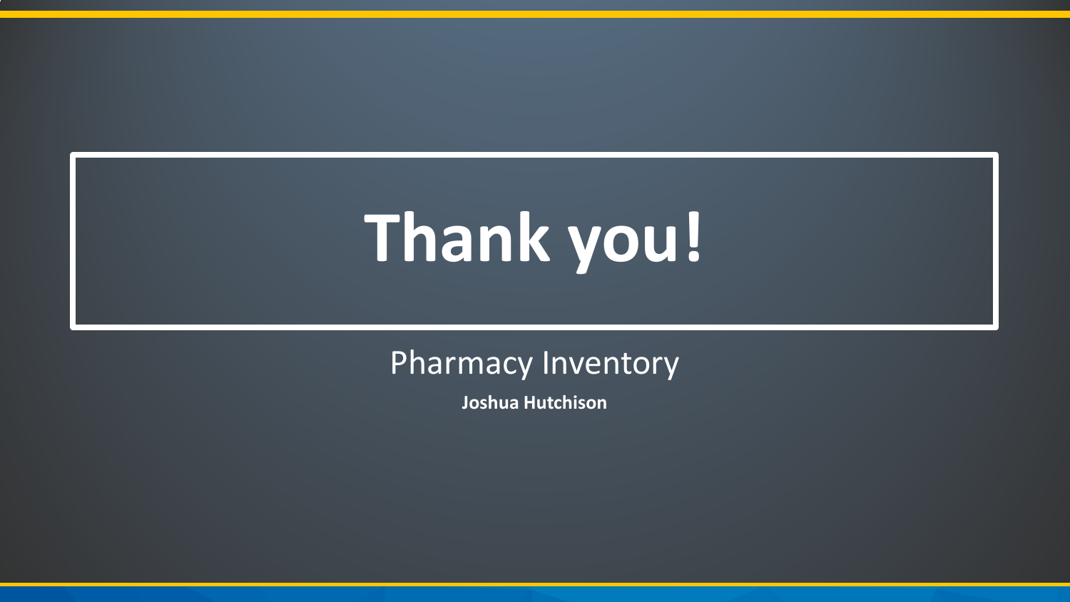# Thank you!

Pharmacy Inventory

**Joshua Hutchison**